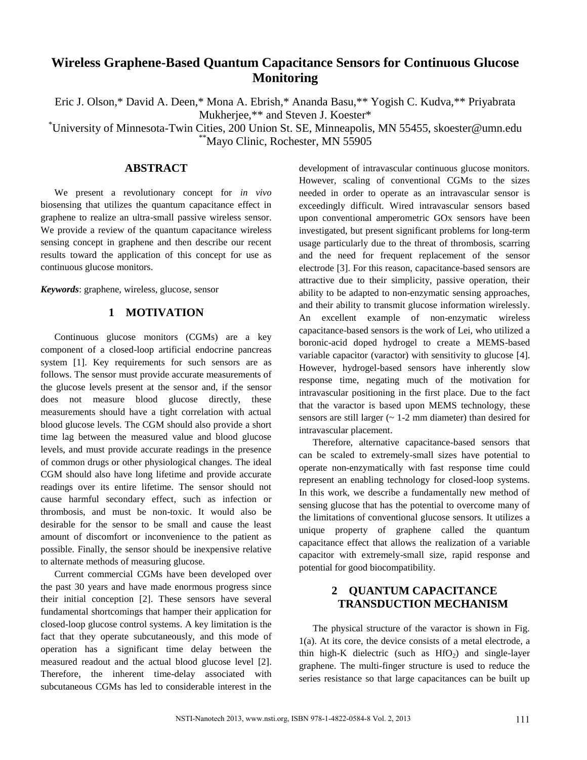# Wireless Graphene-Based Quantum Capacitance Sensors for Continuous Glucose Monitoring

Eric J. Olson,* David A. Deen,* Mona A. Ebrish,* Ananda Basu,** Yogish C. Kudva,** Priyabrata Mukherjee,** and Steven J. Koester*

*University of Minnesota-Twin Cities, 200 Union St. SE, Minneapolis, MN 55455, skoester@umn.edu

**Mayo Clinic, Rochester, MN 55905

## ABSTRACT

We present a revolutionary concept for *in vivo* biosensing that utilizes the quantum capacitance effect in graphene to realize an ultra-small passive wireless sensor. We provide a review of the quantum capacitance wireless sensing concept in graphene and then describe our recent results toward the application of this concept for use as continuous glucose monitors.

***Keywords***: graphene, wireless, glucose, sensor

## 1 MOTIVATION

Continuous glucose monitors (CGMs) are a key component of a closed-loop artificial endocrine pancreas system [1]. Key requirements for such sensors are as follows. The sensor must provide accurate measurements of the glucose levels present at the sensor and, if the sensor does not measure blood glucose directly, these measurements should have a tight correlation with actual blood glucose levels. The CGM should also provide a short time lag between the measured value and blood glucose levels, and must provide accurate readings in the presence of common drugs or other physiological changes. The ideal CGM should also have long lifetime and provide accurate readings over its entire lifetime. The sensor should not cause harmful secondary effect, such as infection or thrombosis, and must be non-toxic. It would also be desirable for the sensor to be small and cause the least amount of discomfort or inconvenience to the patient as possible. Finally, the sensor should be inexpensive relative to alternate methods of measuring glucose.

Current commercial CGMs have been developed over the past 30 years and have made enormous progress since their initial conception [2]. These sensors have several fundamental shortcomings that hamper their application for closed-loop glucose control systems. A key limitation is the fact that they operate subcutaneously, and this mode of operation has a significant time delay between the measured readout and the actual blood glucose level [2]. Therefore, the inherent time-delay associated with subcutaneous CGMs has led to considerable interest in the development of intravascular continuous glucose monitors. However, scaling of conventional CGMs to the sizes needed in order to operate as an intravascular sensor is exceedingly difficult. Wired intravascular sensors based upon conventional amperometric GOx sensors have been investigated, but present significant problems for long-term usage particularly due to the threat of thrombosis, scarring and the need for frequent replacement of the sensor electrode [3]. For this reason, capacitance-based sensors are attractive due to their simplicity, passive operation, their ability to be adapted to non-enzymatic sensing approaches, and their ability to transmit glucose information wirelessly. An excellent example of non-enzymatic wireless capacitance-based sensors is the work of Lei, who utilized a boronic-acid doped hydrogel to create a MEMS-based variable capacitor (varactor) with sensitivity to glucose [4]. However, hydrogel-based sensors have inherently slow response time, negating much of the motivation for intravascular positioning in the first place. Due to the fact that the varactor is based upon MEMS technology, these sensors are still larger (~ 1-2 mm diameter) than desired for intravascular placement.

Therefore, alternative capacitance-based sensors that can be scaled to extremely-small sizes have potential to operate non-enzymatically with fast response time could represent an enabling technology for closed-loop systems. In this work, we describe a fundamentally new method of sensing glucose that has the potential to overcome many of the limitations of conventional glucose sensors. It utilizes a unique property of graphene called the quantum capacitance effect that allows the realization of a variable capacitor with extremely-small size, rapid response and potential for good biocompatibility.

## 2 QUANTUM CAPACITANCE TRANSDUCTION MECHANISM

The physical structure of the varactor is shown in Fig. 1(a). At its core, the device consists of a metal electrode, a thin high-K dielectric (such as $HfO_2$) and single-layer graphene. The multi-finger structure is used to reduce the series resistance so that large capacitances can be built up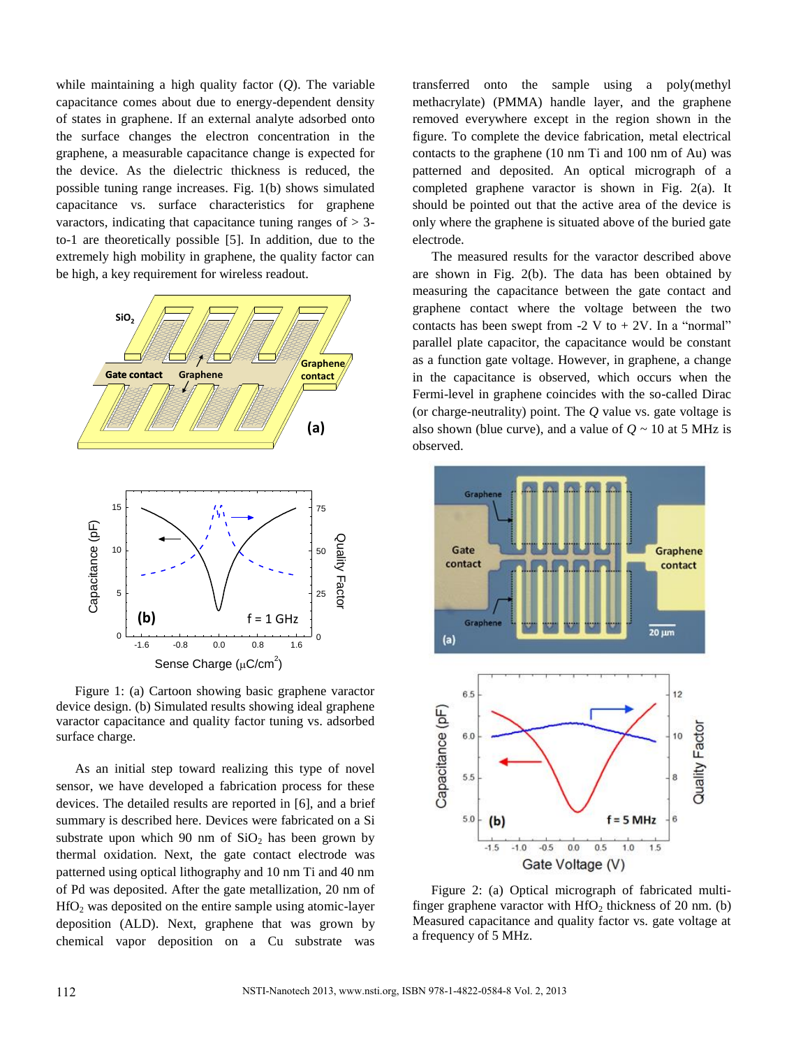while maintaining a high quality factor ($Q$). The variable capacitance comes about due to energy-dependent density of states in graphene. If an external analyte adsorbed onto the surface changes the electron concentration in the graphene, a measurable capacitance change is expected for the device. As the dielectric thickness is reduced, the possible tuning range increases. Fig. 1(b) shows simulated capacitance vs. surface characteristics for graphene varactors, indicating that capacitance tuning ranges of > 3-to-1 are theoretically possible [5]. In addition, due to the extremely high mobility in graphene, the quality factor can be high, a key requirement for wireless readout.

Figure 1: (a) Cartoon showing basic graphene varactor device design. (b) Simulated results showing ideal graphene varactor capacitance and quality factor tuning vs. adsorbed surface charge.

As an initial step toward realizing this type of novel sensor, we have developed a fabrication process for these devices. The detailed results are reported in [6], and a brief summary is described here. Devices were fabricated on a Si substrate upon which 90 nm of $SiO_2$ has been grown by thermal oxidation. Next, the gate contact electrode was patterned using optical lithography and 10 nm Ti and 40 nm of Pd was deposited. After the gate metallization, 20 nm of $HfO_2$ was deposited on the entire sample using atomic-layer deposition (ALD). Next, graphene that was grown by chemical vapor deposition on a Cu substrate was transferred onto the sample using a poly(methyl methacrylate) (PMMA) handle layer, and the graphene removed everywhere except in the region shown in the figure. To complete the device fabrication, metal electrical contacts to the graphene (10 nm Ti and 100 nm of Au) was patterned and deposited. An optical micrograph of a completed graphene varactor is shown in Fig. 2(a). It should be pointed out that the active area of the device is only where the graphene is situated above of the buried gate electrode.

The measured results for the varactor described above are shown in Fig. 2(b). The data has been obtained by measuring the capacitance between the gate contact and graphene contact where the voltage between the two contacts has been swept from -2 V to + 2V. In a "normal" parallel plate capacitor, the capacitance would be constant as a function gate voltage. However, in graphene, a change in the capacitance is observed, which occurs when the Fermi-level in graphene coincides with the so-called Dirac (or charge-neutrality) point. The $Q$ value vs. gate voltage is also shown (blue curve), and a value of $Q$ ~ 10 at 5 MHz is observed.

Figure 2: (a) Optical micrograph of fabricated multi-finger graphene varactor with $HfO_2$ thickness of 20 nm. (b) Measured capacitance and quality factor vs. gate voltage at a frequency of 5 MHz.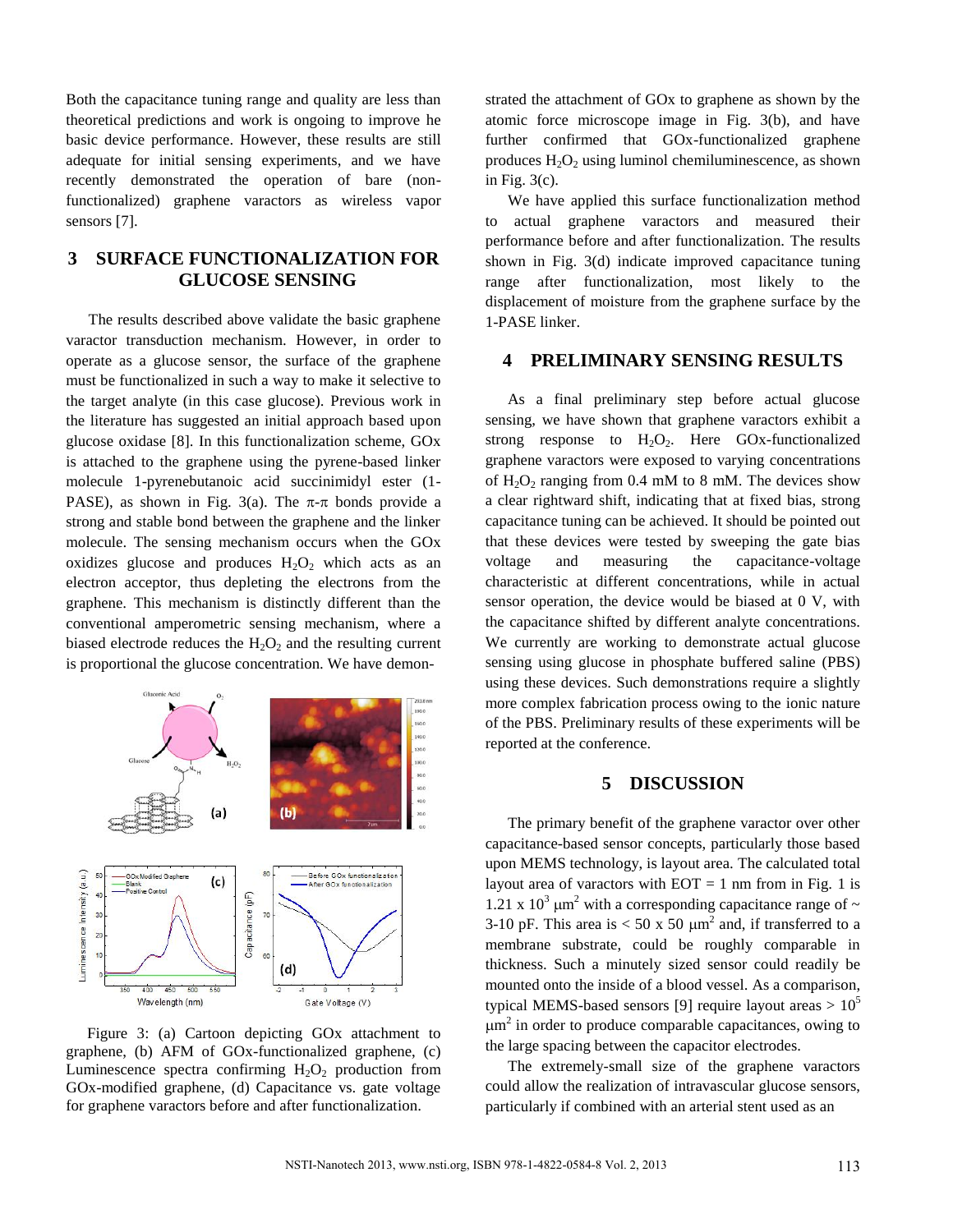Both the capacitance tuning range and quality are less than theoretical predictions and work is ongoing to improve he basic device performance. However, these results are still adequate for initial sensing experiments, and we have recently demonstrated the operation of bare (non-functionalized) graphene varactors as wireless vapor sensors [7].

## 3 SURFACE FUNCTIONALIZATION FOR GLUCOSE SENSING

The results described above validate the basic graphene varactor transduction mechanism. However, in order to operate as a glucose sensor, the surface of the graphene must be functionalized in such a way to make it selective to the target analyte (in this case glucose). Previous work in the literature has suggested an initial approach based upon glucose oxidase [8]. In this functionalization scheme, GOx is attached to the graphene using the pyrene-based linker molecule 1-pyrenebutanoic acid succinimidyl ester (1-PASE), as shown in Fig. 3(a). The $\pi$-$\pi$ bonds provide a strong and stable bond between the graphene and the linker molecule. The sensing mechanism occurs when the GOx oxidizes glucose and produces $H_2O_2$ which acts as an electron acceptor, thus depleting the electrons from the graphene. This mechanism is distinctly different than the conventional amperometric sensing mechanism, where a biased electrode reduces the $H_2O_2$ and the resulting current is proportional the glucose concentration. We have demonstrated the attachment of GOx to graphene as shown by the atomic force microscope image in Fig. 3(b), and have further confirmed that GOx-functionalized graphene produces $H_2O_2$ using luminol chemiluminescence, as shown in Fig. 3(c).

Figure 3: (a) Cartoon depicting GOx attachment to graphene, (b) AFM of GOx-functionalized graphene, (c) Luminescence spectra confirming $H_2O_2$ production from GOx-modified graphene, (d) Capacitance vs. gate voltage for graphene varactors before and after functionalization.

We have applied this surface functionalization method to actual graphene varactors and measured their performance before and after functionalization. The results shown in Fig. 3(d) indicate improved capacitance tuning range after functionalization, most likely to the displacement of moisture from the graphene surface by the 1-PASE linker.

## 4 PRELIMINARY SENSING RESULTS

As a final preliminary step before actual glucose sensing, we have shown that graphene varactors exhibit a strong response to $H_2O_2$. Here GOx-functionalized graphene varactors were exposed to varying concentrations of $H_2O_2$ ranging from 0.4 mM to 8 mM. The devices show a clear rightward shift, indicating that at fixed bias, strong capacitance tuning can be achieved. It should be pointed out that these devices were tested by sweeping the gate bias voltage and measuring the capacitance-voltage characteristic at different concentrations, while in actual sensor operation, the device would be biased at 0 V, with the capacitance shifted by different analyte concentrations. We currently are working to demonstrate actual glucose sensing using glucose in phosphate buffered saline (PBS) using these devices. Such demonstrations require a slightly more complex fabrication process owing to the ionic nature of the PBS. Preliminary results of these experiments will be reported at the conference.

## 5 DISCUSSION

The primary benefit of the graphene varactor over other capacitance-based sensor concepts, particularly those based upon MEMS technology, is layout area. The calculated total layout area of varactors with EOT = 1 nm from in Fig. 1 is $1.21 \times 10^3$ $\mu m^2$ with a corresponding capacitance range of ~ 3-10 pF. This area is < 50 x 50 $\mu m^2$ and, if transferred to a membrane substrate, could be roughly comparable in thickness. Such a minutely sized sensor could readily be mounted onto the inside of a blood vessel. As a comparison, typical MEMS-based sensors [9] require layout areas > $10^5$ $\mu m^2$ in order to produce comparable capacitances, owing to the large spacing between the capacitor electrodes.

The extremely-small size of the graphene varactors could allow the realization of intravascular glucose sensors, particularly if combined with an arterial stent used as an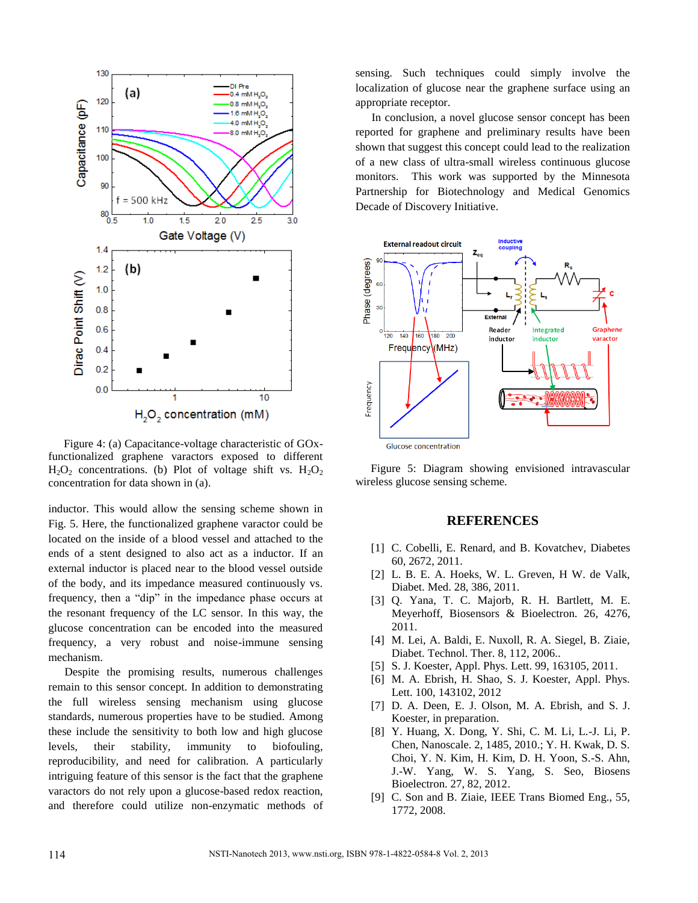130
(a)
120
110
100
90
80
Capacitance (pF)
DI Pre
0.4 mM $H_2O_2$
0.8 mM $H_2O_2$
1.6 mM $H_2O_2$
4.0 mM $H_2O_2$
8.0 mM $H_2O_2$
f = 500 kHz
0.5
1.0
1.5
2.0
2.5
3.0
Gate Voltage (V)

1.4
1.2
1.0
0.8
0.6
0.4
0.2
0.0
(b)
Dirac Point Shift (V)
1
10
$H_2O_2$ concentration (mM)

Figure 4: (a) Capacitance-voltage characteristic of GOx-functionalized graphene varactors exposed to different $H_2O_2$ concentrations. (b) Plot of voltage shift vs. $H_2O_2$ concentration for data shown in (a).

inductor. This would allow the sensing scheme shown in Fig. 5. Here, the functionalized graphene varactor could be located on the inside of a blood vessel and attached to the ends of a stent designed to also act as a inductor. If an external inductor is placed near to the blood vessel outside of the body, and its impedance measured continuously vs. frequency, then a "dip" in the impedance phase occurs at the resonant frequency of the LC sensor. In this way, the glucose concentration can be encoded into the measured frequency, a very robust and noise-immune sensing mechanism.

Despite the promising results, numerous challenges remain to this sensor concept. In addition to demonstrating the full wireless sensing mechanism using glucose standards, numerous properties have to be studied. Among these include the sensitivity to both low and high glucose levels, their stability, immunity to biofouling, reproducibility, and need for calibration. A particularly intriguing feature of this sensor is the fact that the graphene varactors do not rely upon a glucose-based redox reaction, and therefore could utilize non-enzymatic methods of sensing. Such techniques could simply involve the localization of glucose near the graphene surface using an appropriate receptor.

In conclusion, a novel glucose sensor concept has been reported for graphene and preliminary results have been shown that suggest this concept could lead to the realization of a new class of ultra-small wireless continuous glucose monitors. This work was supported by the Minnesota Partnership for Biotechnology and Medical Genomics Decade of Discovery Initiative.

External readout circuit
Inductive coupling
$Z_{eq}$
$R_s$
$L_r$
$L_s$
C
External Reader inductor
Integrated inductor
Graphene varactor
Phase (degrees)
90
60
30
0
120
140
160
180
200
Frequency (MHz)
Frequency
Glucose concentration

Figure 5: Diagram showing envisioned intravascular wireless glucose sensing scheme.

## REFERENCES

[1] C. Cobelli, E. Renard, and B. Kovatchev, Diabetes 60, 2672, 2011.

[2] L. B. E. A. Hoeks, W. L. Greven, H W. de Valk, Diabet. Med. 28, 386, 2011.

[3] Q. Yana, T. C. Majorb, R. H. Bartlett, M. E. Meyerhoff, Biosensors & Bioelectron. 26, 4276, 2011.

[4] M. Lei, A. Baldi, E. Nuxoll, R. A. Siegel, B. Ziaie, Diabet. Technol. Ther. 8, 112, 2006..

[5] S. J. Koester, Appl. Phys. Lett. 99, 163105, 2011.

[6] M. A. Ebrish, H. Shao, S. J. Koester, Appl. Phys. Lett. 100, 143102, 2012

[7] D. A. Deen, E. J. Olson, M. A. Ebrish, and S. J. Koester, in preparation.

[8] Y. Huang, X. Dong, Y. Shi, C. M. Li, L.-J. Li, P. Chen, Nanoscale. 2, 1485, 2010.; Y. H. Kwak, D. S. Choi, Y. N. Kim, H. Kim, D. H. Yoon, S.-S. Ahn, J.-W. Yang, W. S. Yang, S. Seo, Biosens Bioelectron. 27, 82, 2012.

[9] C. Son and B. Ziaie, IEEE Trans Biomed Eng., 55, 1772, 2008.